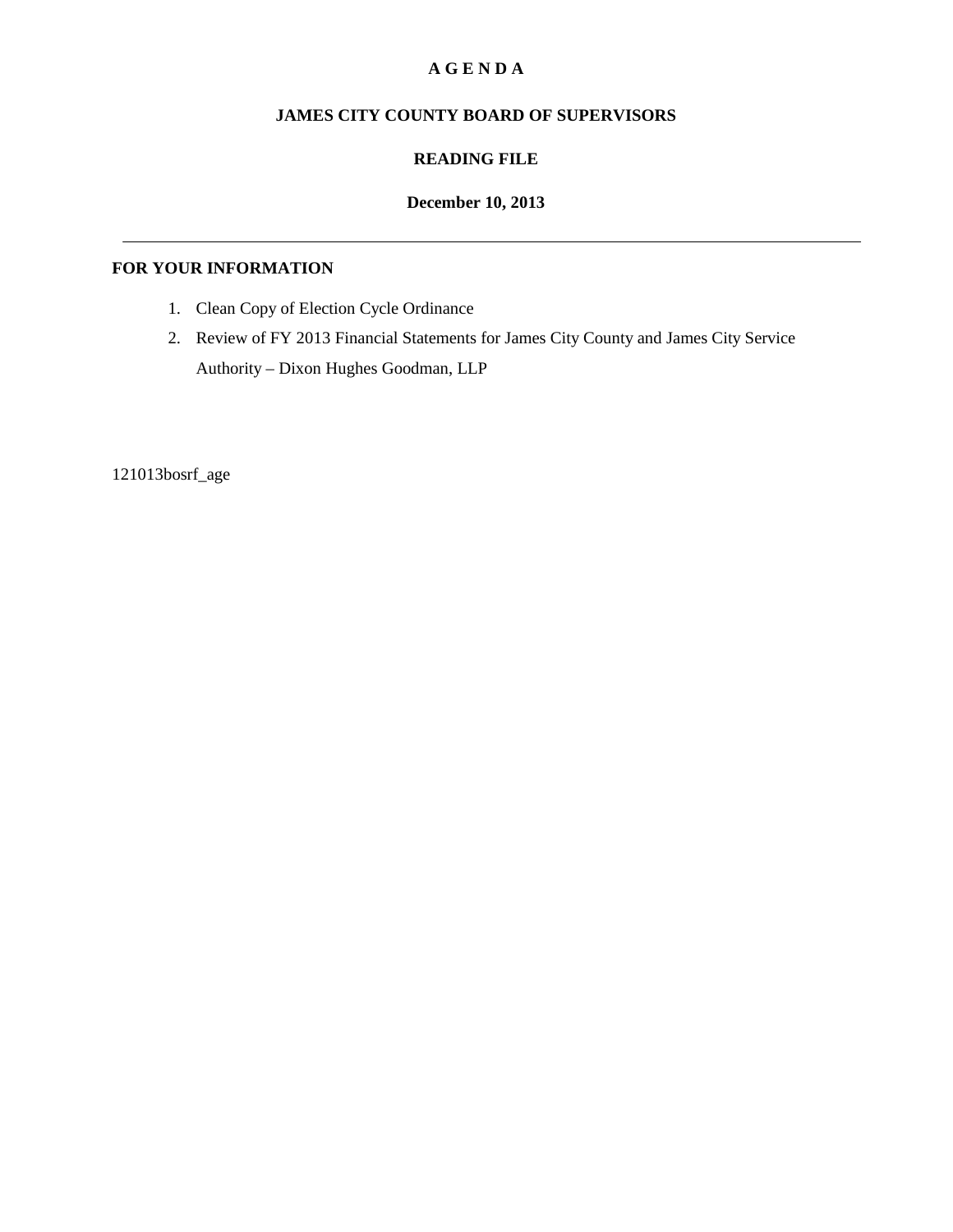# A G E N D A

## JAMES CITY COUNTY BOARD OF SUPERVISORS

## READING FILE

**December 10, 2013**

---

**FOR YOUR INFORMATION**

1. Clean Copy of Election Cycle Ordinance
2. Review of FY 2013 Financial Statements for James City County and James City Service Authority – Dixon Hughes Goodman, LLP

121013bosrf_age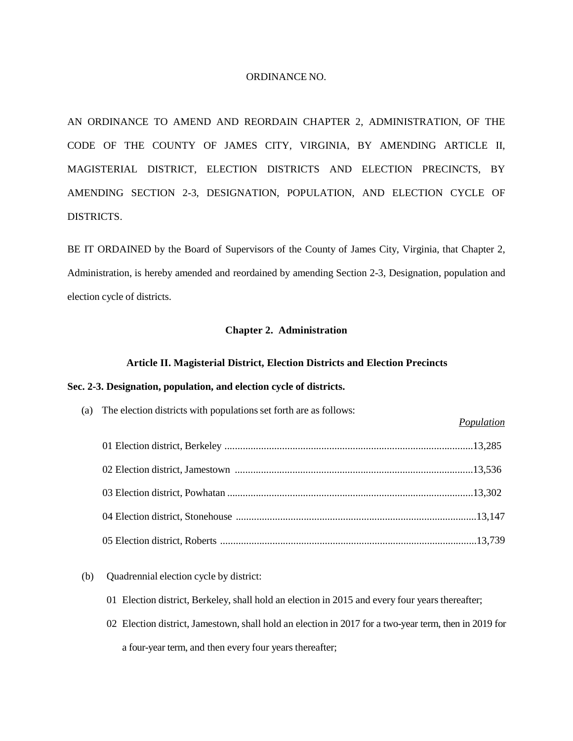ORDINANCE NO.

AN ORDINANCE TO AMEND AND REORDAIN CHAPTER 2, ADMINISTRATION, OF THE CODE OF THE COUNTY OF JAMES CITY, VIRGINIA, BY AMENDING ARTICLE II, MAGISTERIAL DISTRICT, ELECTION DISTRICTS AND ELECTION PRECINCTS, BY AMENDING SECTION 2-3, DESIGNATION, POPULATION, AND ELECTION CYCLE OF DISTRICTS.

BE IT ORDAINED by the Board of Supervisors of the County of James City, Virginia, that Chapter 2, Administration, is hereby amended and reordained by amending Section 2-3, Designation, population and election cycle of districts.

## Chapter 2. Administration

### Article II. Magisterial District, Election Districts and Election Precincts

**Sec. 2-3. Designation, population, and election cycle of districts.**

(a) The election districts with populations set forth are as follows:

| | *Population* |
|---|---|
| 01 Election district, Berkeley | 13,285 |
| 02 Election district, Jamestown | 13,536 |
| 03 Election district, Powhatan | 13,302 |
| 04 Election district, Stonehouse | 13,147 |
| 05 Election district, Roberts | 13,739 |

(b) Quadrennial election cycle by district:

01 Election district, Berkeley, shall hold an election in 2015 and every four years thereafter;

02 Election district, Jamestown, shall hold an election in 2017 for a two-year term, then in 2019 for a four-year term, and then every four years thereafter;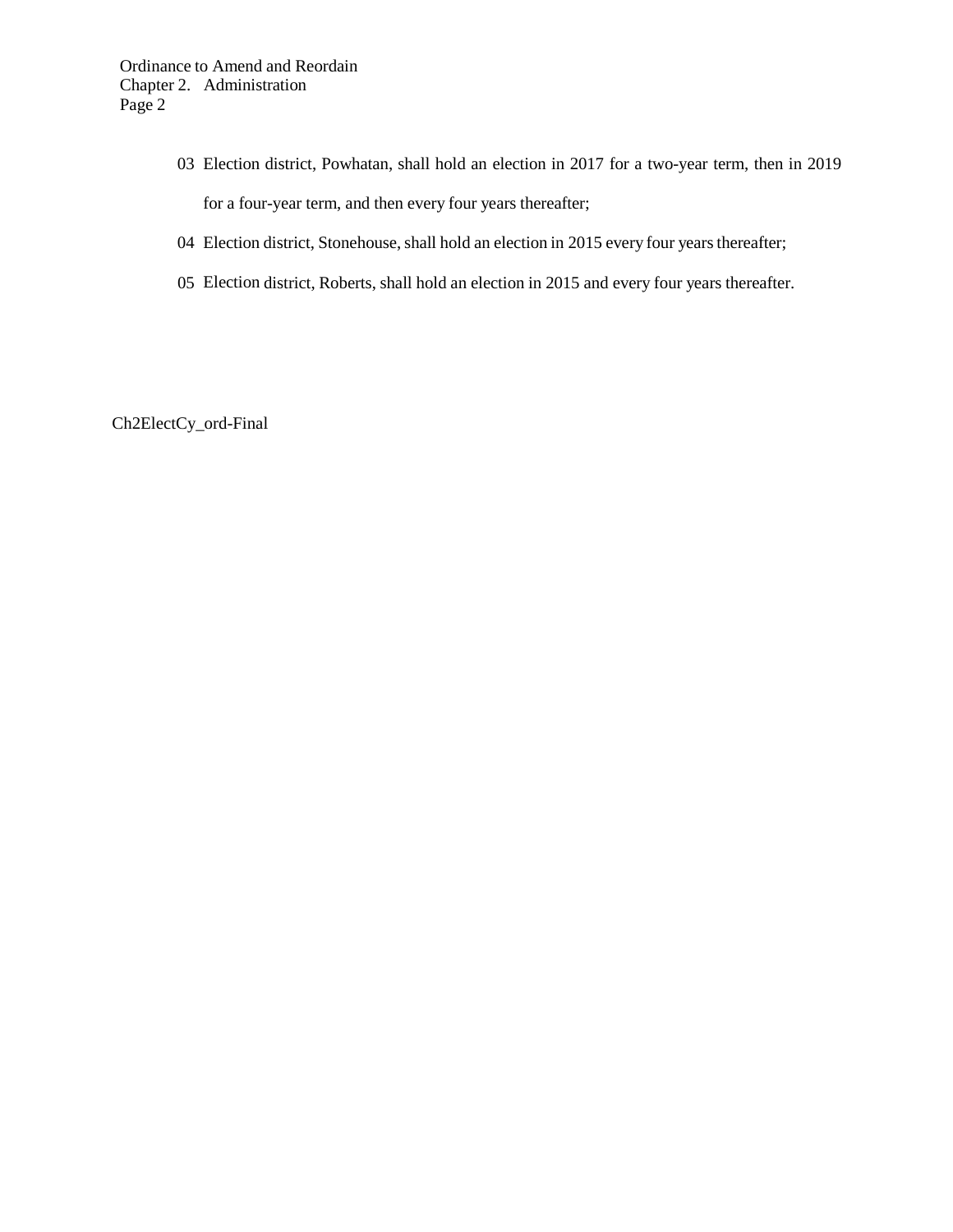03 Election district, Powhatan, shall hold an election in 2017 for a two-year term, then in 2019 for a four-year term, and then every four years thereafter;

04 Election district, Stonehouse, shall hold an election in 2015 every four years thereafter;

05 Election district, Roberts, shall hold an election in 2015 and every four years thereafter.

Ch2ElectCy_ord-Final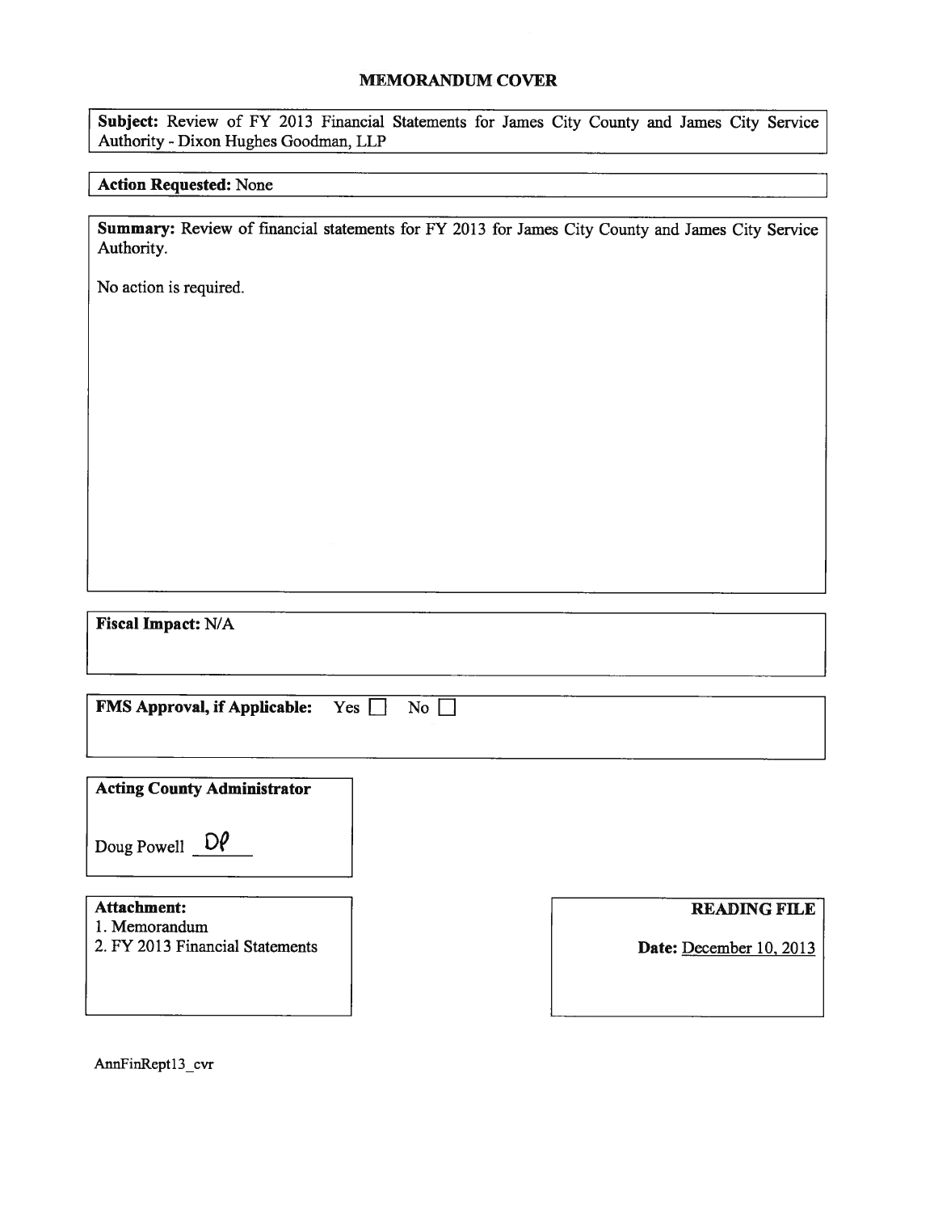## MEMORANDUM COVER

**Subject:** Review of FY 2013 Financial Statements for James City County and James City Service Authority - Dixon Hughes Goodman, LLP

**Action Requested:** None

**Summary:** Review of financial statements for FY 2013 for James City County and James City Service Authority.

No action is required.

**Fiscal Impact:** N/A

**FMS Approval, if Applicable:** Yes ☐ No ☐

**Acting County Administrator**

Doug Powell DP

**Attachment:**
1. Memorandum
2. FY 2013 Financial Statements

**READING FILE**

**Date:** December 10, 2013

AnnFinRept13_cvr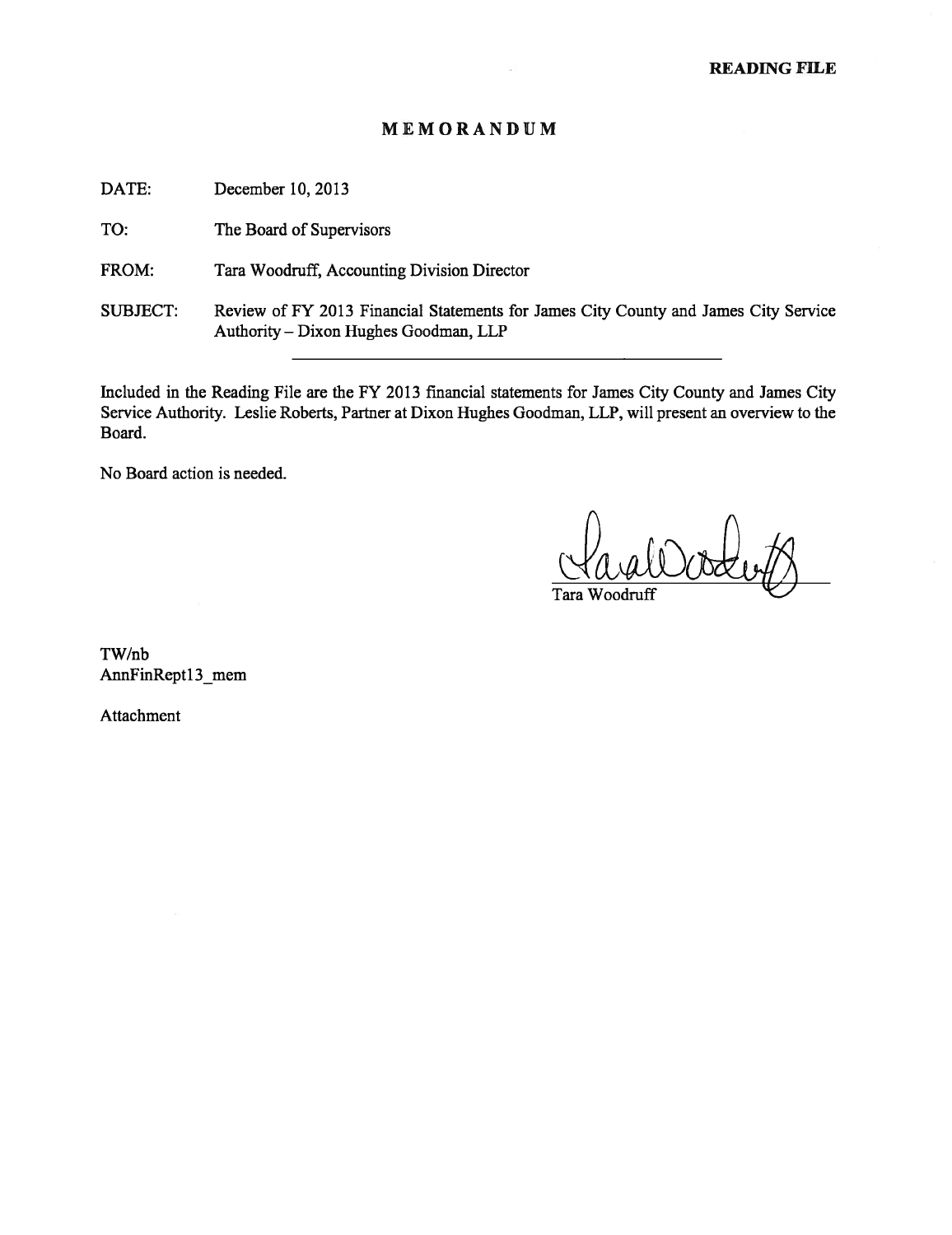**READING FILE**

# MEMORANDUM

DATE: December 10, 2013

TO: The Board of Supervisors

FROM: Tara Woodruff, Accounting Division Director

SUBJECT: Review of FY 2013 Financial Statements for James City County and James City Service Authority – Dixon Hughes Goodman, LLP

---

Included in the Reading File are the FY 2013 financial statements for James City County and James City Service Authority. Leslie Roberts, Partner at Dixon Hughes Goodman, LLP, will present an overview to the Board.

No Board action is needed.

Tara Woodruff

TW/nb
AnnFinRept13_mem

Attachment